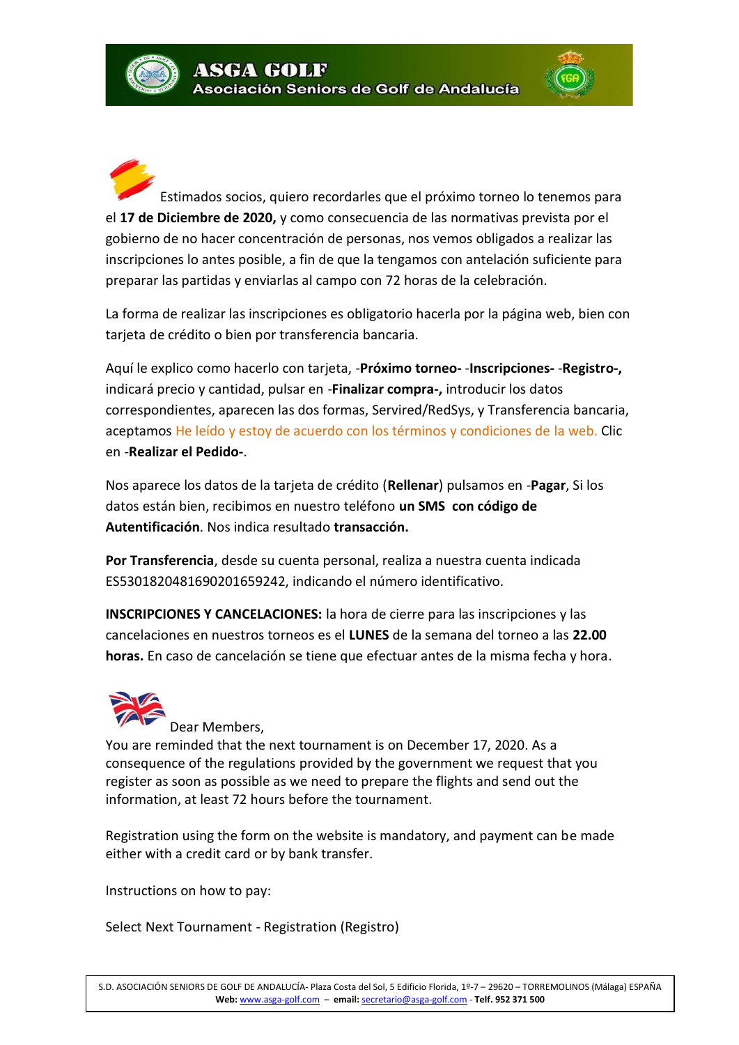**ASGA GOLF**
**Asociación Seniors de Golf de Andalucía**

Estimados socios, quiero recordarles que el próximo torneo lo tenemos para el **17 de Diciembre de 2020,** y como consecuencia de las normativas prevista por el gobierno de no hacer concentración de personas, nos vemos obligados a realizar las inscripciones lo antes posible, a fin de que la tengamos con antelación suficiente para preparar las partidas y enviarlas al campo con 72 horas de la celebración.

La forma de realizar las inscripciones es obligatorio hacerla por la página web, bien con tarjeta de crédito o bien por transferencia bancaria.

Aquí le explico como hacerlo con tarjeta, -**Próximo torneo-** -**Inscripciones-** -**Registro-,** indicará precio y cantidad, pulsar en -**Finalizar compra-,** introducir los datos correspondientes, aparecen las dos formas, Servired/RedSys, y Transferencia bancaria, aceptamos He leído y estoy de acuerdo con los términos y condiciones de la web. Clic en -**Realizar el Pedido-**.

Nos aparece los datos de la tarjeta de crédito (**Rellenar**) pulsamos en -**Pagar**, Si los datos están bien, recibimos en nuestro teléfono **un SMS con código de Autentificación**. Nos indica resultado **transacción.**

**Por Transferencia**, desde su cuenta personal, realiza a nuestra cuenta indicada ES5301820481690201659242, indicando el número identificativo.

**INSCRIPCIONES Y CANCELACIONES:** la hora de cierre para las inscripciones y las cancelaciones en nuestros torneos es el **LUNES** de la semana del torneo a las **22.00 horas.** En caso de cancelación se tiene que efectuar antes de la misma fecha y hora.

Dear Members,
You are reminded that the next tournament is on December 17, 2020. As a consequence of the regulations provided by the government we request that you register as soon as possible as we need to prepare the flights and send out the information, at least 72 hours before the tournament.

Registration using the form on the website is mandatory, and payment can be made either with a credit card or by bank transfer.

Instructions on how to pay:

Select Next Tournament - Registration (Registro)

S.D. ASOCIACIÓN SENIORS DE GOLF DE ANDALUCÍA- Plaza Costa del Sol, 5 Edificio Florida, 1º-7 – 29620 – TORREMOLINOS (Málaga) ESPAÑA
**Web:** www.asga-golf.com – **email:** secretario@asga-golf.com - **Telf. 952 371 500**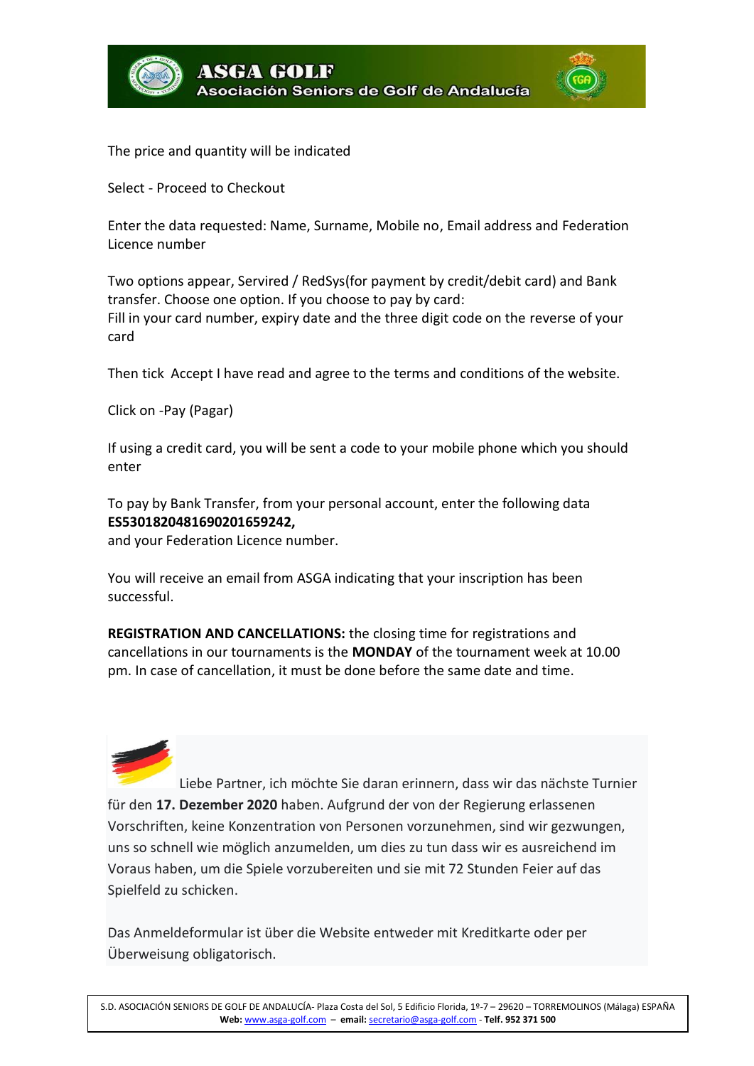The price and quantity will be indicated

Select - Proceed to Checkout

Enter the data requested: Name, Surname, Mobile no, Email address and Federation Licence number

Two options appear, Servired / RedSys(for payment by credit/debit card) and Bank transfer. Choose one option. If you choose to pay by card:
Fill in your card number, expiry date and the three digit code on the reverse of your card

Then tick Accept I have read and agree to the terms and conditions of the website.

Click on -Pay (Pagar)

If using a credit card, you will be sent a code to your mobile phone which you should enter

To pay by Bank Transfer, from your personal account, enter the following data
**ES5301820481690201659242,**
and your Federation Licence number.

You will receive an email from ASGA indicating that your inscription has been successful.

**REGISTRATION AND CANCELLATIONS:** the closing time for registrations and cancellations in our tournaments is the **MONDAY** of the tournament week at 10.00 pm. In case of cancellation, it must be done before the same date and time.

Liebe Partner, ich möchte Sie daran erinnern, dass wir das nächste Turnier für den **17. Dezember 2020** haben. Aufgrund der von der Regierung erlassenen Vorschriften, keine Konzentration von Personen vorzunehmen, sind wir gezwungen, uns so schnell wie möglich anzumelden, um dies zu tun dass wir es ausreichend im Voraus haben, um die Spiele vorzubereiten und sie mit 72 Stunden Feier auf das Spielfeld zu schicken.

Das Anmeldeformular ist über die Website entweder mit Kreditkarte oder per Überweisung obligatorisch.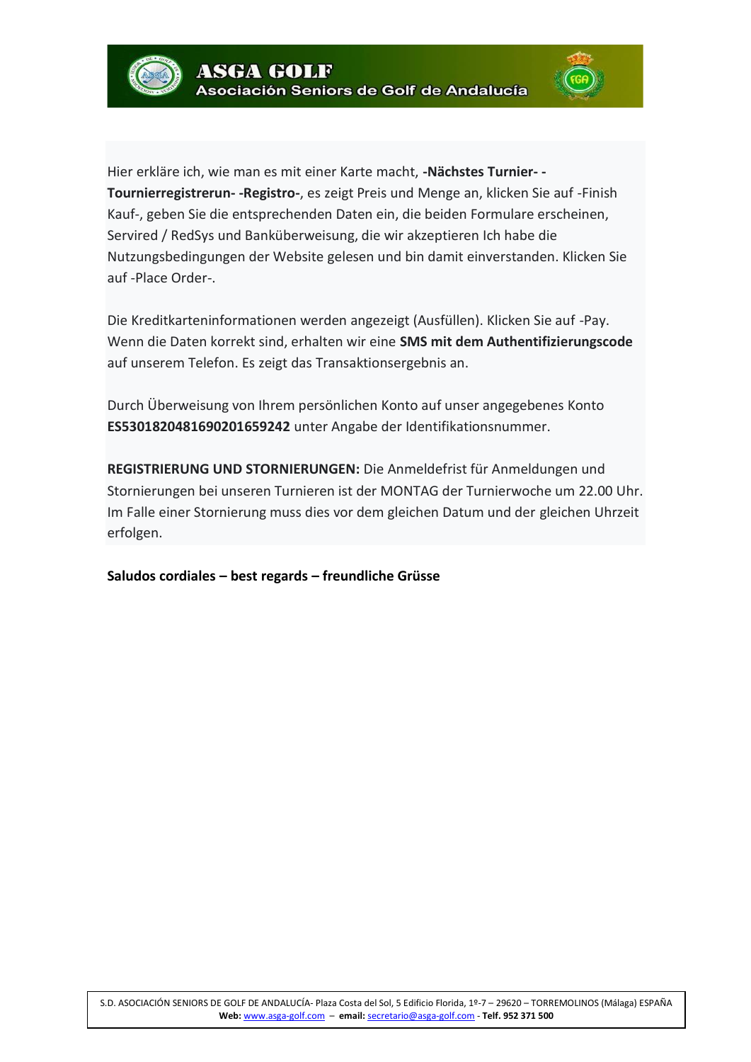Hier erkläre ich, wie man es mit einer Karte macht, **-Nächstes Turnier- - Tournierregistrerun- -Registro-**, es zeigt Preis und Menge an, klicken Sie auf -Finish Kauf-, geben Sie die entsprechenden Daten ein, die beiden Formulare erscheinen, Servired / RedSys und Banküberweisung, die wir akzeptieren Ich habe die Nutzungsbedingungen der Website gelesen und bin damit einverstanden. Klicken Sie auf -Place Order-.

Die Kreditkarteninformationen werden angezeigt (Ausfüllen). Klicken Sie auf -Pay. Wenn die Daten korrekt sind, erhalten wir eine **SMS mit dem Authentifizierungscode** auf unserem Telefon. Es zeigt das Transaktionsergebnis an.

Durch Überweisung von Ihrem persönlichen Konto auf unser angegebenes Konto **ES5301820481690201659242** unter Angabe der Identifikationsnummer.

**REGISTRIERUNG UND STORNIERUNGEN:** Die Anmeldefrist für Anmeldungen und Stornierungen bei unseren Turnieren ist der MONTAG der Turnierwoche um 22.00 Uhr. Im Falle einer Stornierung muss dies vor dem gleichen Datum und der gleichen Uhrzeit erfolgen.

**Saludos cordiales – best regards – freundliche Grüsse**